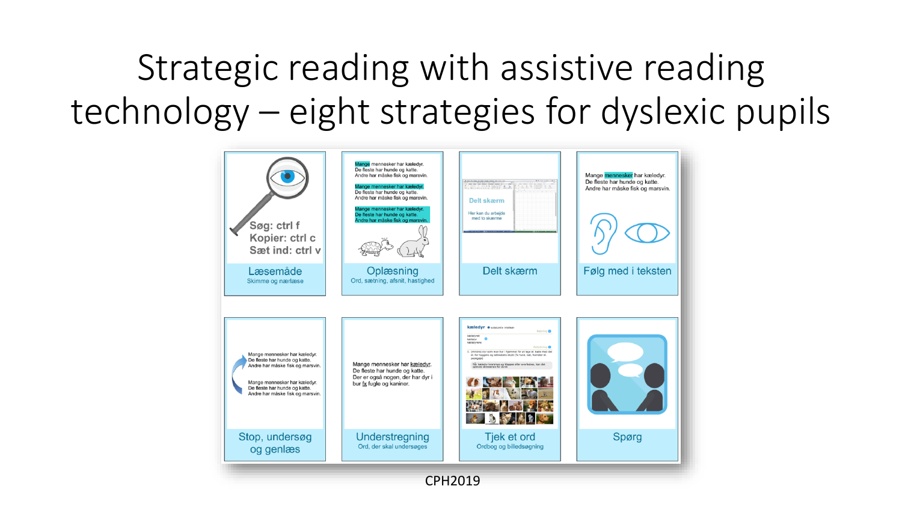# Strategic reading with assistive reading technology – eight strategies for dyslexic pupils

Søg: ctrl f
Kopier: ctrl c
Sæt ind: ctrl v

**Læsemåde**
Skimme og nærlæse

Mange mennesker har kæledyr.
De fleste har hunde og katte.
Andre har måske fisk og marsvin.

**Oplæsning**
Ord, sætning, afsnit, hastighed

Delt skærm
Her kan du arbejde med to skærme

**Delt skærm**

Mange mennesker har kæledyr.
De fleste har hunde og katte.
Andre har måske fisk og marsvin.

**Følg med i teksten**

Mange mennesker har kæledyr.
De fleste har hunde og katte.
Andre har måske fisk og marsvin.

**Stop, undersøg og genlæs**

Mange mennesker har kæledyr.
De fleste har hunde og katte.
Der er også nogen, der har dyr i bur fx fugle og kaniner.

**Understregning**
Ord, der skal undersøges

**Tjek et ord**
Ordbog og billedsøgning

**Spørg**

CPH2019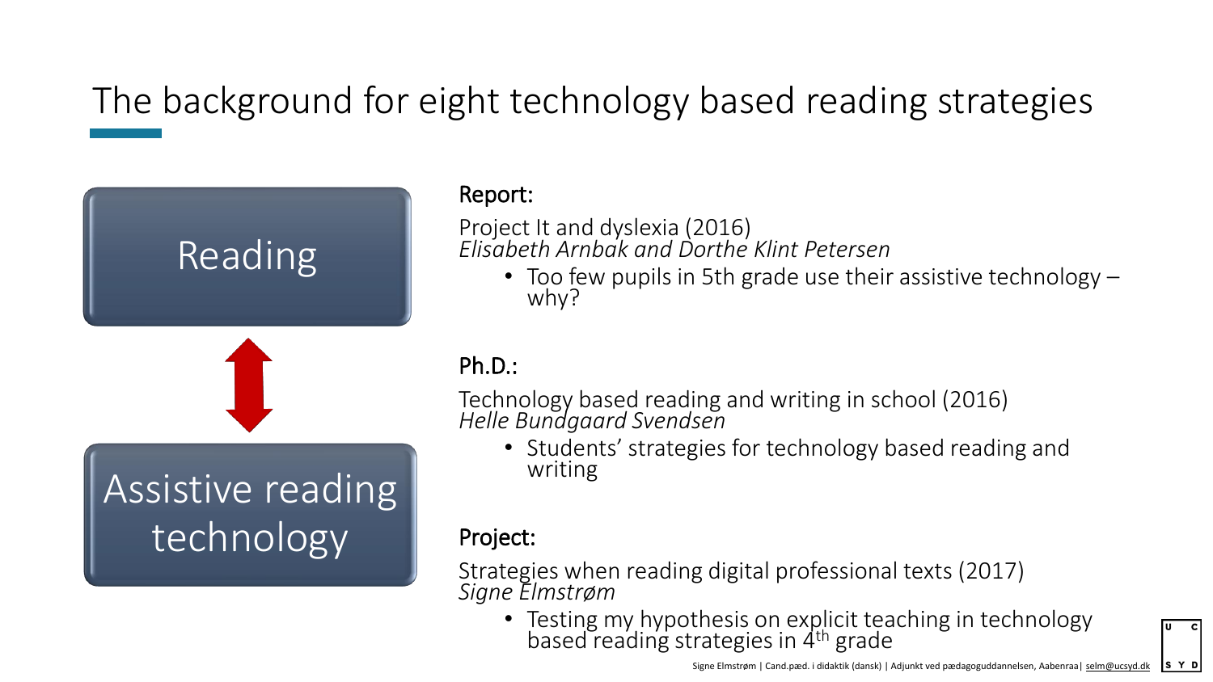# The background for eight technology based reading strategies

Reading

Assistive reading technology

**Report:**

Project It and dyslexia (2016)
*Elisabeth Arnbak and Dorthe Klint Petersen*

- Too few pupils in 5th grade use their assistive technology – why?

**Ph.D.:**

Technology based reading and writing in school (2016)
*Helle Bundgaard Svendsen*

- Students' strategies for technology based reading and writing

**Project:**

Strategies when reading digital professional texts (2017)
*Signe Elmstrøm*

- Testing my hypothesis on explicit teaching in technology based reading strategies in 4th grade

Signe Elmstrøm | Cand.pæd. i didaktik (dansk) | Adjunkt ved pædagoguddannelsen, Aabenraa| selm@ucsyd.dk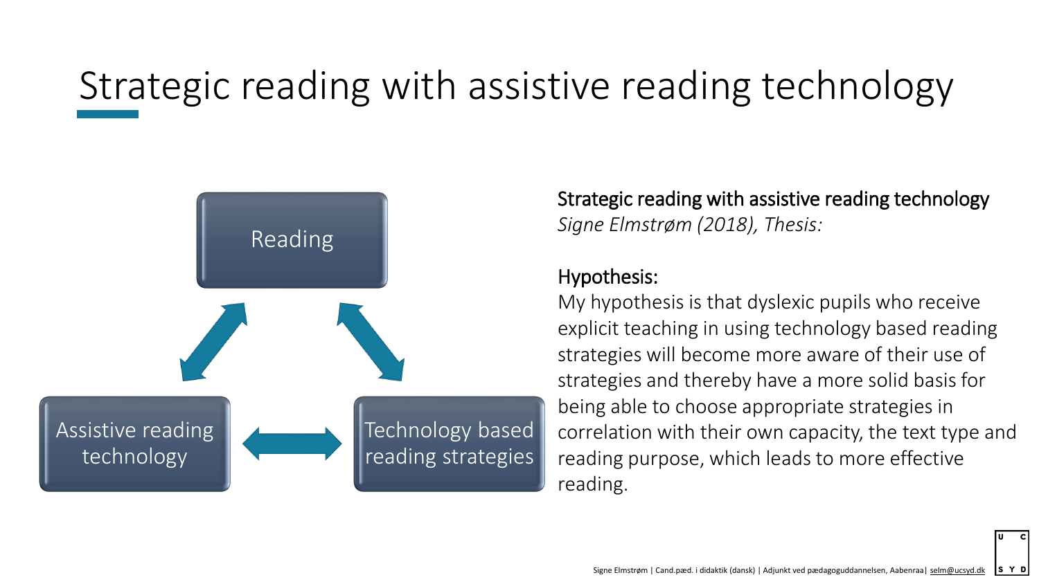# Strategic reading with assistive reading technology

Reading

Assistive reading technology

Technology based reading strategies

Strategic reading with assistive reading technology
*Signe Elmstrøm (2018), Thesis:*

Hypothesis:
My hypothesis is that dyslexic pupils who receive explicit teaching in using technology based reading strategies will become more aware of their use of strategies and thereby have a more solid basis for being able to choose appropriate strategies in correlation with their own capacity, the text type and reading purpose, which leads to more effective reading.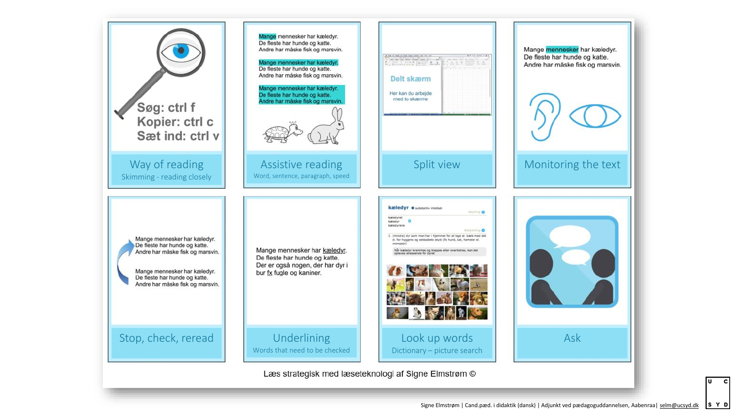## Way of reading

Søg: ctrl f
Kopier: ctrl c
Sæt ind: ctrl v

Skimming - reading closely

## Assistive reading

Mange mennesker har kæledyr.
De fleste har hunde og katte.
Andre har måske fisk og marsvin.

Word, sentence, paragraph, speed

## Split view

Delt skærm

Her kan du arbejde med to skærme

## Monitoring the text

Mange mennesker har kæledyr.
De fleste har hunde og katte.
Andre har måske fisk og marsvin.

## Stop, check, reread

Mange mennesker har kæledyr.
De fleste har hunde og katte.
Andre har måske fisk og marsvin.

## Underlining

Mange mennesker har kæledyr.
De fleste har hunde og katte.
Der er også nogen, der har dyr i bur fx fugle og kaniner.

Words that need to be checked

## Look up words

kæledyr substantiv intetkøn

Dictionary – picture search

## Ask

Læs strategisk med læseteknologi af Signe Elmstrøm ©

Signe Elmstrøm | Cand.pæd. i didaktik (dansk) | Adjunkt ved pædagoguddannelsen, Aabenraa| selm@ucsyd.dk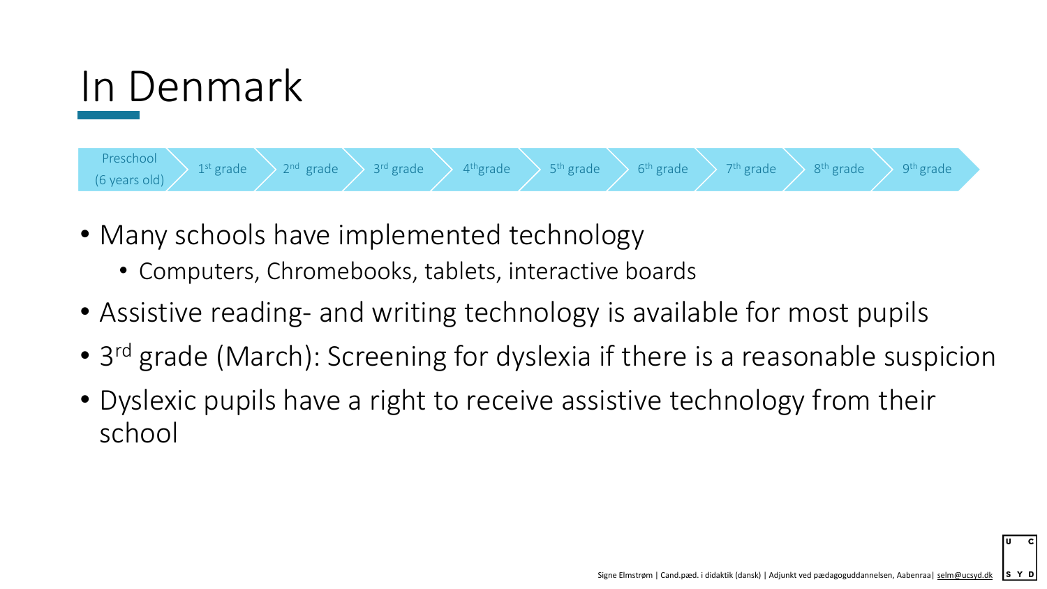# In Denmark

Preschool (6 years old) → 1st grade → 2nd grade → 3rd grade → 4th grade → 5th grade → 6th grade → 7th grade → 8th grade → 9th grade

- Many schools have implemented technology
  - Computers, Chromebooks, tablets, interactive boards
- Assistive reading- and writing technology is available for most pupils
- 3rd grade (March): Screening for dyslexia if there is a reasonable suspicion
- Dyslexic pupils have a right to receive assistive technology from their school

Signe Elmstrøm | Cand.pæd. i didaktik (dansk) | Adjunkt ved pædagoguddannelsen, Aabenraa| selm@ucsyd.dk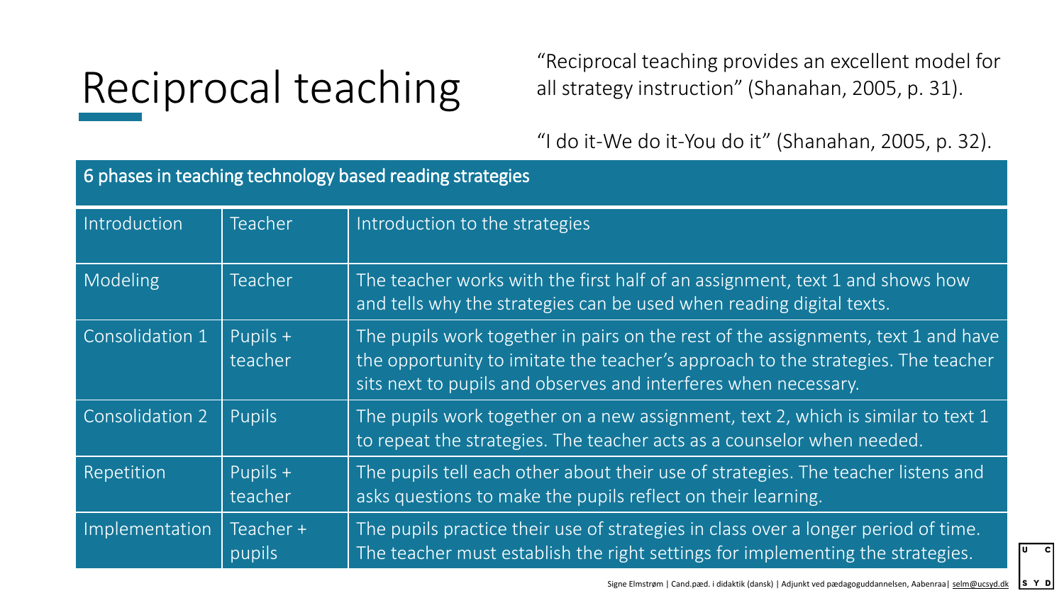# Reciprocal teaching

"Reciprocal teaching provides an excellent model for all strategy instruction" (Shanahan, 2005, p. 31).

"I do it-We do it-You do it" (Shanahan, 2005, p. 32).

| 6 phases in teaching technology based reading strategies | | |
|---|---|---|
| Introduction | Teacher | Introduction to the strategies |
| Modeling | Teacher | The teacher works with the first half of an assignment, text 1 and shows how and tells why the strategies can be used when reading digital texts. |
| Consolidation 1 | Pupils + teacher | The pupils work together in pairs on the rest of the assignments, text 1 and have the opportunity to imitate the teacher's approach to the strategies. The teacher sits next to pupils and observes and interferes when necessary. |
| Consolidation 2 | Pupils | The pupils work together on a new assignment, text 2, which is similar to text 1 to repeat the strategies. The teacher acts as a counselor when needed. |
| Repetition | Pupils + teacher | The pupils tell each other about their use of strategies. The teacher listens and asks questions to make the pupils reflect on their learning. |
| Implementation | Teacher + pupils | The pupils practice their use of strategies in class over a longer period of time. The teacher must establish the right settings for implementing the strategies. |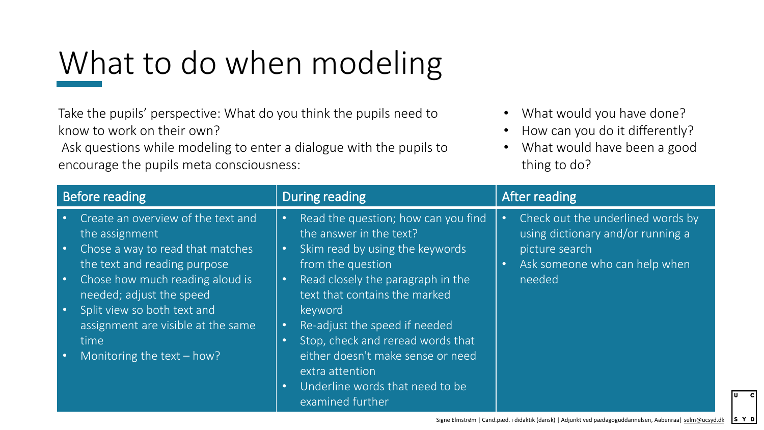# What to do when modeling

Take the pupils' perspective: What do you think the pupils need to know to work on their own?

Ask questions while modeling to enter a dialogue with the pupils to encourage the pupils meta consciousness:

- What would you have done?
- How can you do it differently?
- What would have been a good thing to do?

| Before reading | During reading | After reading |
|---|---|---|
| • Create an overview of the text and the assignment<br>• Chose a way to read that matches the text and reading purpose<br>• Chose how much reading aloud is needed; adjust the speed<br>• Split view so both text and assignment are visible at the same time<br>• Monitoring the text – how? | • Read the question; how can you find the answer in the text?<br>• Skim read by using the keywords from the question<br>• Read closely the paragraph in the text that contains the marked keyword<br>• Re-adjust the speed if needed<br>• Stop, check and reread words that either doesn't make sense or need extra attention<br>• Underline words that need to be examined further | • Check out the underlined words by using dictionary and/or running a picture search<br>• Ask someone who can help when needed |

Signe Elmstrøm | Cand.pæd. i didaktik (dansk) | Adjunkt ved pædagoguddannelsen, Aabenraa| selm@ucsyd.dk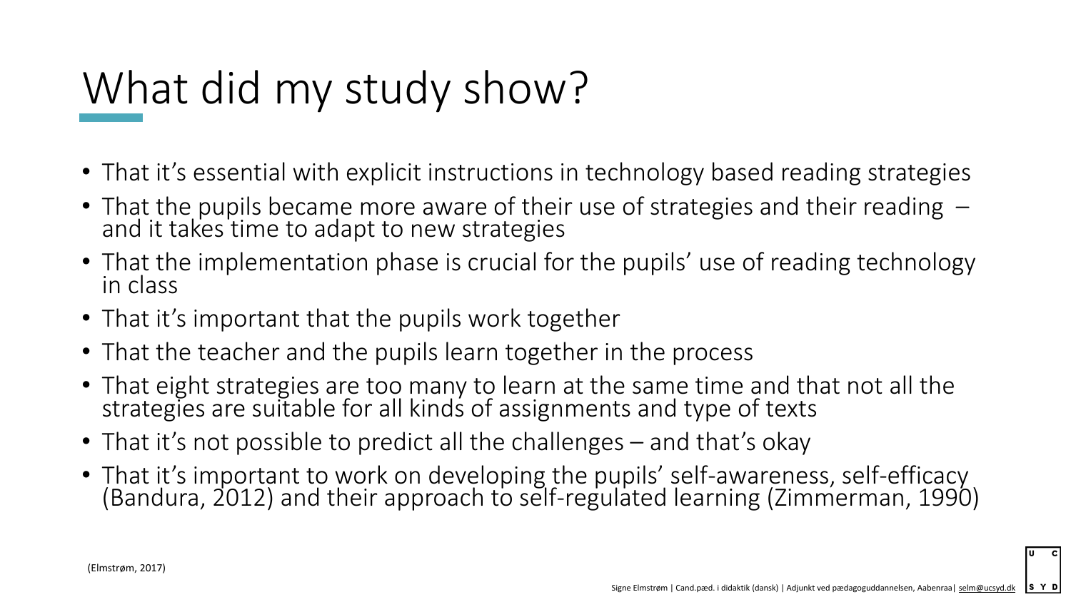# What did my study show?

- That it's essential with explicit instructions in technology based reading strategies
- That the pupils became more aware of their use of strategies and their reading – and it takes time to adapt to new strategies
- That the implementation phase is crucial for the pupils' use of reading technology in class
- That it's important that the pupils work together
- That the teacher and the pupils learn together in the process
- That eight strategies are too many to learn at the same time and that not all the strategies are suitable for all kinds of assignments and type of texts
- That it's not possible to predict all the challenges – and that's okay
- That it's important to work on developing the pupils' self-awareness, self-efficacy (Bandura, 2012) and their approach to self-regulated learning (Zimmerman, 1990)

(Elmstrøm, 2017)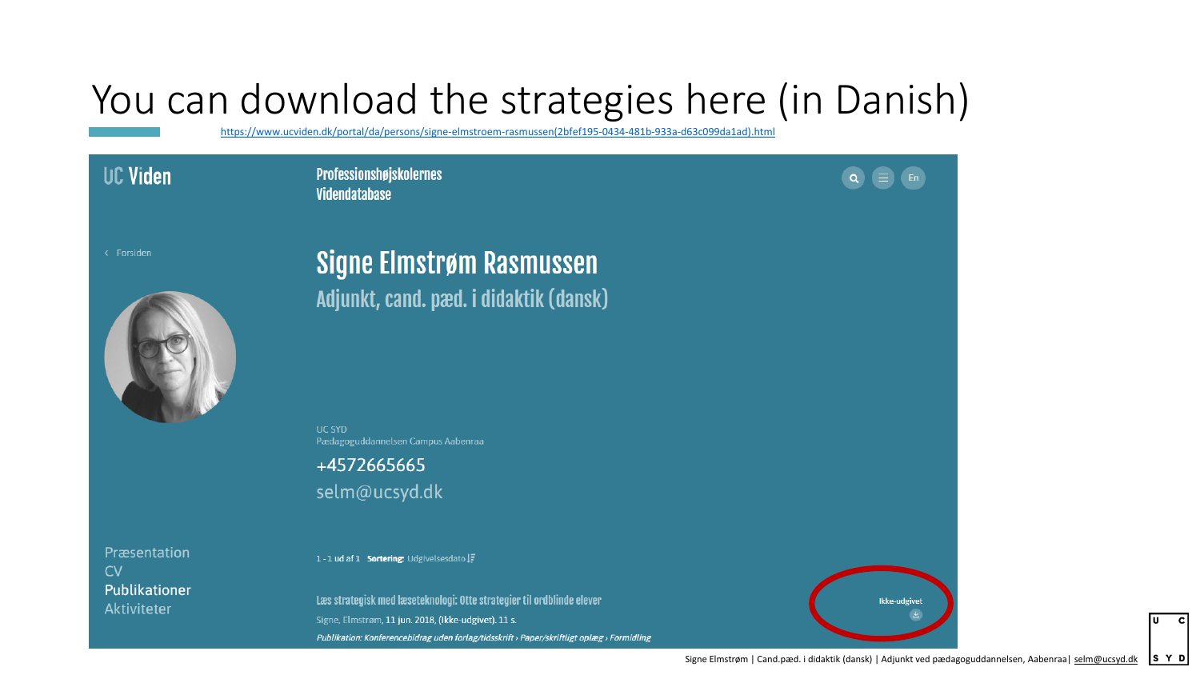# You can download the strategies here (in Danish)

https://www.ucviden.dk/portal/da/persons/signe-elmstroem-rasmussen(2bfef195-0434-481b-933a-d63c099da1ad).html

UC Viden

Professionshøjskolernes Videndatabase

En

‹ Forsiden

## Signe Elmstrøm Rasmussen

### Adjunkt, cand. pæd. i didaktik (dansk)

UC SYD
Pædagoguddannelsen Campus Aabenraa

+4572665665

selm@ucsyd.dk

Præsentation
CV
Publikationer
Aktiviteter

1 - 1 ud af 1 **Sortering:** Udgivelsesdato

**Læs strategisk med læseteknologi: Otte strategier til ordblinde elever**

Signe, Elmstrøm, 11 jun. 2018, (Ikke-udgivet). 11 s.

*Publikation: Konferencebidrag uden forlag/tidsskrift › Paper/skriftligt oplæg › Formidling*

Ikke-udgivet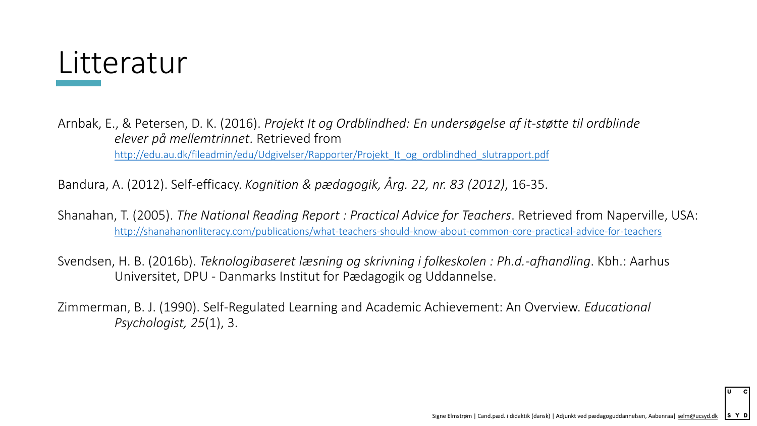# Litteratur

Arnbak, E., & Petersen, D. K. (2016). *Projekt It og Ordblindhed: En undersøgelse af it-støtte til ordblinde elever på mellemtrinnet*. Retrieved from http://edu.au.dk/fileadmin/edu/Udgivelser/Rapporter/Projekt_It_og_ordblindhed_slutrapport.pdf

Bandura, A. (2012). Self-efficacy. *Kognition & pædagogik, Årg. 22, nr. 83 (2012)*, 16-35.

Shanahan, T. (2005). *The National Reading Report : Practical Advice for Teachers*. Retrieved from Naperville, USA: http://shanahanonliteracy.com/publications/what-teachers-should-know-about-common-core-practical-advice-for-teachers

Svendsen, H. B. (2016b). *Teknologibaseret læsning og skrivning i folkeskolen : Ph.d.-afhandling*. Kbh.: Aarhus Universitet, DPU - Danmarks Institut for Pædagogik og Uddannelse.

Zimmerman, B. J. (1990). Self-Regulated Learning and Academic Achievement: An Overview. *Educational Psychologist, 25*(1), 3.